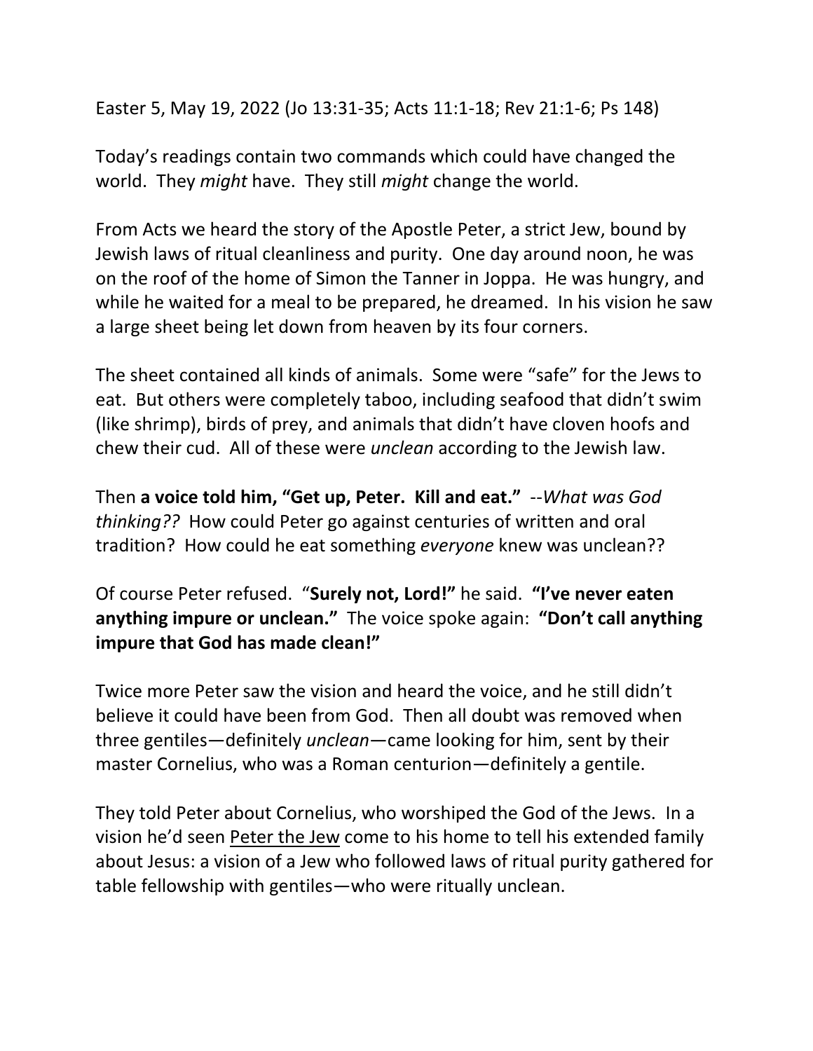Easter 5, May 19, 2022 (Jo 13:31-35; Acts 11:1-18; Rev 21:1-6; Ps 148)

Today's readings contain two commands which could have changed the world. They *might* have. They still *might* change the world.

From Acts we heard the story of the Apostle Peter, a strict Jew, bound by Jewish laws of ritual cleanliness and purity. One day around noon, he was on the roof of the home of Simon the Tanner in Joppa. He was hungry, and while he waited for a meal to be prepared, he dreamed. In his vision he saw a large sheet being let down from heaven by its four corners.

The sheet contained all kinds of animals. Some were "safe" for the Jews to eat. But others were completely taboo, including seafood that didn't swim (like shrimp), birds of prey, and animals that didn't have cloven hoofs and chew their cud. All of these were *unclean* according to the Jewish law.

Then **a voice told him, "Get up, Peter. Kill and eat."** --*What was God thinking??* How could Peter go against centuries of written and oral tradition? How could he eat something *everyone* knew was unclean??

Of course Peter refused. "**Surely not, Lord!"** he said. **"I've never eaten anything impure or unclean."** The voice spoke again: **"Don't call anything impure that God has made clean!"**

Twice more Peter saw the vision and heard the voice, and he still didn't believe it could have been from God. Then all doubt was removed when three gentiles—definitely *unclean*—came looking for him, sent by their master Cornelius, who was a Roman centurion—definitely a gentile.

They told Peter about Cornelius, who worshiped the God of the Jews. In a vision he'd seen <u>Peter the Jew</u> come to his home to tell his extended family about Jesus: a vision of a Jew who followed laws of ritual purity gathered for table fellowship with gentiles—who were ritually unclean.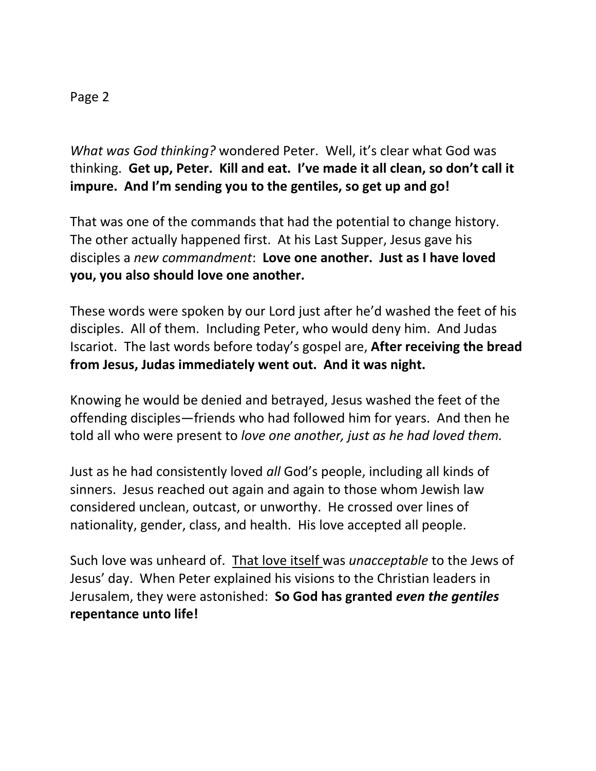*What was God thinking?* wondered Peter. Well, it's clear what God was thinking. **Get up, Peter. Kill and eat. I've made it all clean, so don't call it impure. And I'm sending you to the gentiles, so get up and go!**

That was one of the commands that had the potential to change history. The other actually happened first. At his Last Supper, Jesus gave his disciples a *new commandment*: **Love one another. Just as I have loved you, you also should love one another.**

These words were spoken by our Lord just after he'd washed the feet of his disciples. All of them. Including Peter, who would deny him. And Judas Iscariot. The last words before today's gospel are, **After receiving the bread from Jesus, Judas immediately went out. And it was night.**

Knowing he would be denied and betrayed, Jesus washed the feet of the offending disciples—friends who had followed him for years. And then he told all who were present to *love one another, just as he had loved them.*

Just as he had consistently loved *all* God's people, including all kinds of sinners. Jesus reached out again and again to those whom Jewish law considered unclean, outcast, or unworthy. He crossed over lines of nationality, gender, class, and health. His love accepted all people.

Such love was unheard of. <u>That love itself</u> was *unacceptable* to the Jews of Jesus' day. When Peter explained his visions to the Christian leaders in Jerusalem, they were astonished: **So God has granted *even the gentiles* repentance unto life!**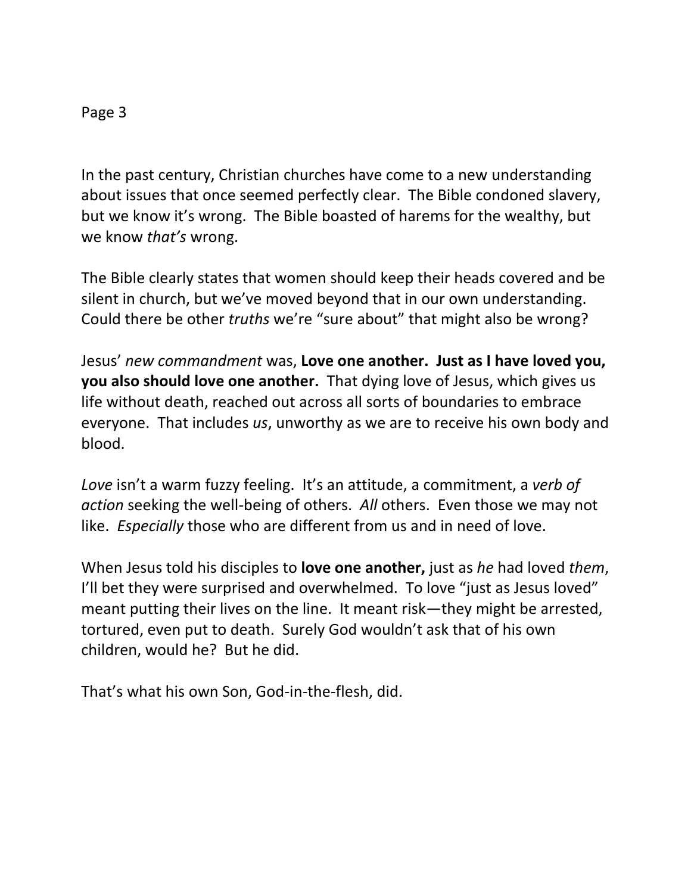In the past century, Christian churches have come to a new understanding about issues that once seemed perfectly clear. The Bible condoned slavery, but we know it's wrong. The Bible boasted of harems for the wealthy, but we know *that's* wrong.

The Bible clearly states that women should keep their heads covered and be silent in church, but we've moved beyond that in our own understanding. Could there be other *truths* we're "sure about" that might also be wrong?

Jesus' *new commandment* was, **Love one another. Just as I have loved you, you also should love one another.** That dying love of Jesus, which gives us life without death, reached out across all sorts of boundaries to embrace everyone. That includes *us*, unworthy as we are to receive his own body and blood.

*Love* isn't a warm fuzzy feeling. It's an attitude, a commitment, a *verb of action* seeking the well-being of others. *All* others. Even those we may not like. *Especially* those who are different from us and in need of love.

When Jesus told his disciples to **love one another,** just as *he* had loved *them*, I'll bet they were surprised and overwhelmed. To love "just as Jesus loved" meant putting their lives on the line. It meant risk—they might be arrested, tortured, even put to death. Surely God wouldn't ask that of his own children, would he? But he did.

That's what his own Son, God-in-the-flesh, did.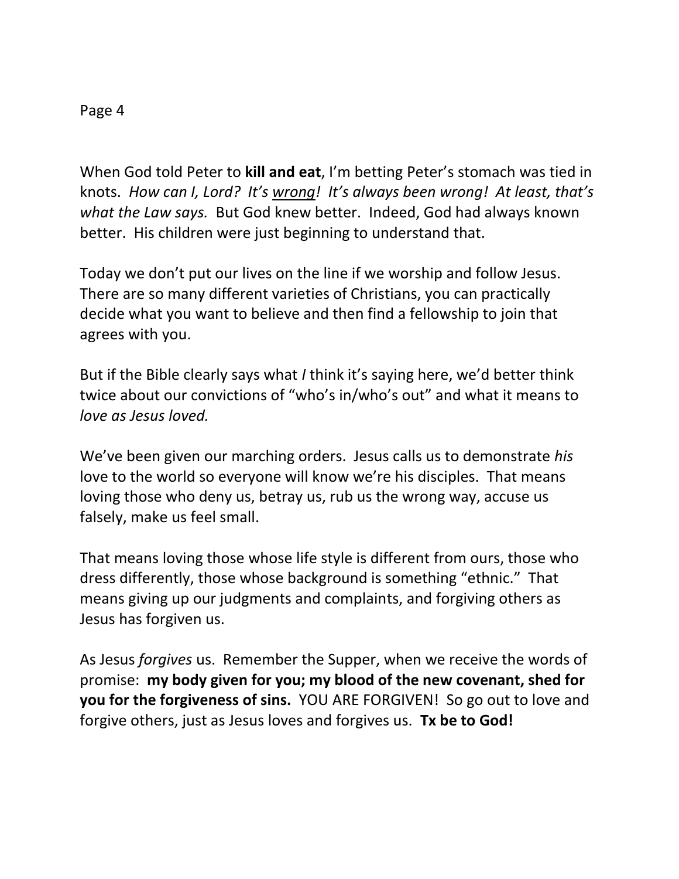When God told Peter to **kill and eat**, I'm betting Peter's stomach was tied in knots. *How can I, Lord? It's <u>wrong</u>! It's always been wrong! At least, that's what the Law says.* But God knew better. Indeed, God had always known better. His children were just beginning to understand that.

Today we don't put our lives on the line if we worship and follow Jesus. There are so many different varieties of Christians, you can practically decide what you want to believe and then find a fellowship to join that agrees with you.

But if the Bible clearly says what *I* think it's saying here, we'd better think twice about our convictions of "who's in/who's out" and what it means to *love as Jesus loved.*

We've been given our marching orders. Jesus calls us to demonstrate *his* love to the world so everyone will know we're his disciples. That means loving those who deny us, betray us, rub us the wrong way, accuse us falsely, make us feel small.

That means loving those whose life style is different from ours, those who dress differently, those whose background is something "ethnic." That means giving up our judgments and complaints, and forgiving others as Jesus has forgiven us.

As Jesus *forgives* us. Remember the Supper, when we receive the words of promise: **my body given for you; my blood of the new covenant, shed for you for the forgiveness of sins.** YOU ARE FORGIVEN! So go out to love and forgive others, just as Jesus loves and forgives us. **Tx be to God!**